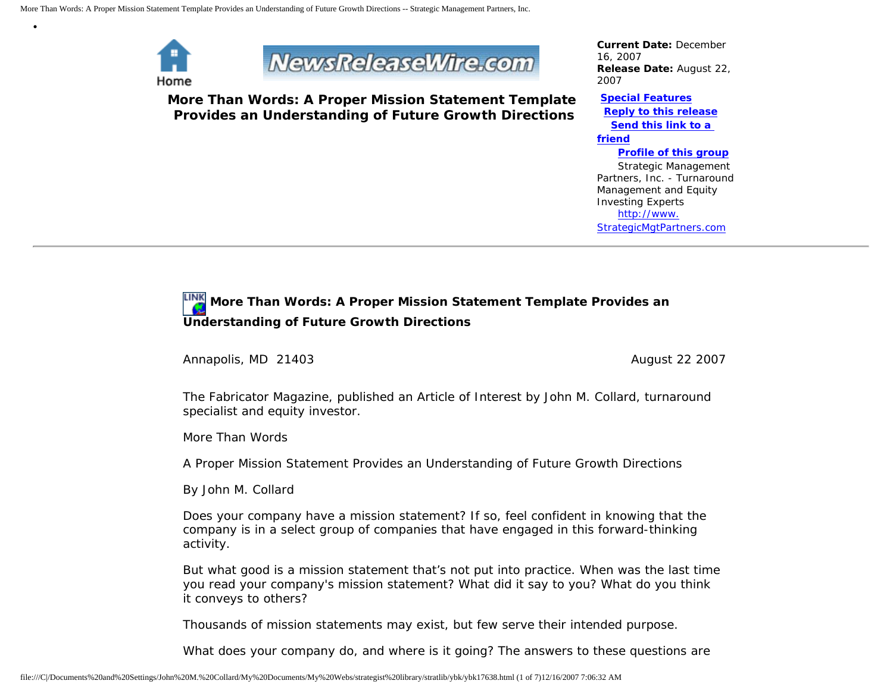Home

# More Than Words: A Proper Mission Statement Template Provides an Understanding of Future Growth Directions

**Current Date:** December 16, 2007
**Release Date:** August 22, 2007

**Special Features**
**Reply to this release**
**Send this link to a friend**
**Profile of this group**
Strategic Management Partners, Inc. - Turnaround Management and Equity Investing Experts
http://www.StrategicMgtPartners.com

---

## More Than Words: A Proper Mission Statement Template Provides an Understanding of Future Growth Directions

Annapolis, MD 21403 — August 22 2007

The Fabricator Magazine, published an Article of Interest by John M. Collard, turnaround specialist and equity investor.

More Than Words

A Proper Mission Statement Provides an Understanding of Future Growth Directions

By John M. Collard

Does your company have a mission statement? If so, feel confident in knowing that the company is in a select group of companies that have engaged in this forward-thinking activity.

But what good is a mission statement that's not put into practice. When was the last time you read your company's mission statement? What did it say to you? What do you think it conveys to others?

Thousands of mission statements may exist, but few serve their intended purpose.

What does your company do, and where is it going? The answers to these questions are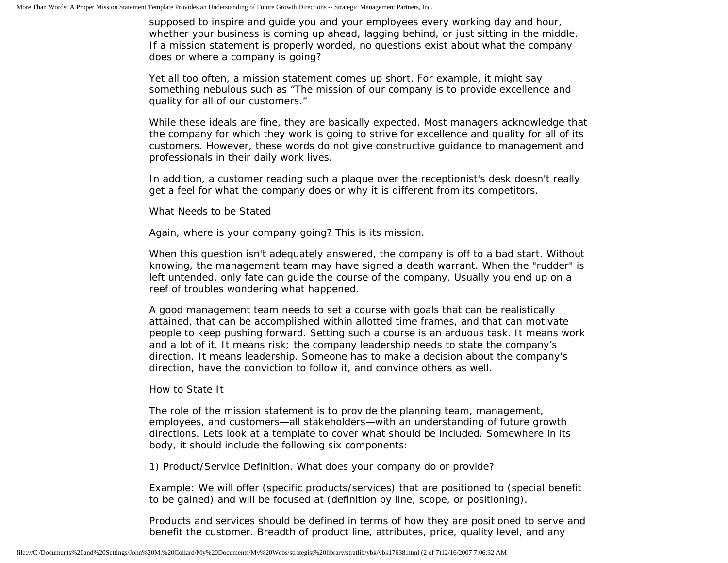supposed to inspire and guide you and your employees every working day and hour, whether your business is coming up ahead, lagging behind, or just sitting in the middle. If a mission statement is properly worded, no questions exist about what the company does or where a company is going?

Yet all too often, a mission statement comes up short. For example, it might say something nebulous such as "The mission of our company is to provide excellence and quality for all of our customers."

While these ideals are fine, they are basically expected. Most managers acknowledge that the company for which they work is going to strive for excellence and quality for all of its customers. However, these words do not give constructive guidance to management and professionals in their daily work lives.

In addition, a customer reading such a plaque over the receptionist's desk doesn't really get a feel for what the company does or why it is different from its competitors.

## What Needs to be Stated

Again, where is your company going? This is its mission.

When this question isn't adequately answered, the company is off to a bad start. Without knowing, the management team may have signed a death warrant. When the "rudder" is left untended, only fate can guide the course of the company. Usually you end up on a reef of troubles wondering what happened.

A good management team needs to set a course with goals that can be realistically attained, that can be accomplished within allotted time frames, and that can motivate people to keep pushing forward. Setting such a course is an arduous task. It means work and a lot of it. It means risk; the company leadership needs to state the company's direction. It means leadership. Someone has to make a decision about the company's direction, have the conviction to follow it, and convince others as well.

## How to State It

The role of the mission statement is to provide the planning team, management, employees, and customers—all stakeholders—with an understanding of future growth directions. Lets look at a template to cover what should be included. Somewhere in its body, it should include the following six components:

1) Product/Service Definition. What does your company do or provide?

Example: We will offer (specific products/services) that are positioned to (special benefit to be gained) and will be focused at (definition by line, scope, or positioning).

Products and services should be defined in terms of how they are positioned to serve and benefit the customer. Breadth of product line, attributes, price, quality level, and any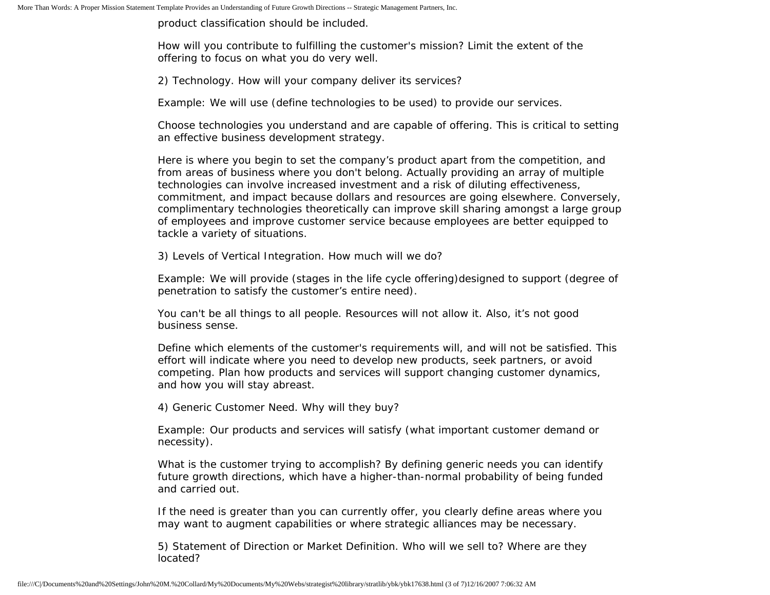product classification should be included.

How will you contribute to fulfilling the customer's mission? Limit the extent of the offering to focus on what you do very well.

2) Technology. How will your company deliver its services?

Example: We will use (define technologies to be used) to provide our services.

Choose technologies you understand and are capable of offering. This is critical to setting an effective business development strategy.

Here is where you begin to set the company's product apart from the competition, and from areas of business where you don't belong. Actually providing an array of multiple technologies can involve increased investment and a risk of diluting effectiveness, commitment, and impact because dollars and resources are going elsewhere. Conversely, complimentary technologies theoretically can improve skill sharing amongst a large group of employees and improve customer service because employees are better equipped to tackle a variety of situations.

3) Levels of Vertical Integration. How much will we do?

Example: We will provide (stages in the life cycle offering)designed to support (degree of penetration to satisfy the customer's entire need).

You can't be all things to all people. Resources will not allow it. Also, it's not good business sense.

Define which elements of the customer's requirements will, and will not be satisfied. This effort will indicate where you need to develop new products, seek partners, or avoid competing. Plan how products and services will support changing customer dynamics, and how you will stay abreast.

4) Generic Customer Need. Why will they buy?

Example: Our products and services will satisfy (what important customer demand or necessity).

What is the customer trying to accomplish? By defining generic needs you can identify future growth directions, which have a higher-than-normal probability of being funded and carried out.

If the need is greater than you can currently offer, you clearly define areas where you may want to augment capabilities or where strategic alliances may be necessary.

5) Statement of Direction or Market Definition. Who will we sell to? Where are they located?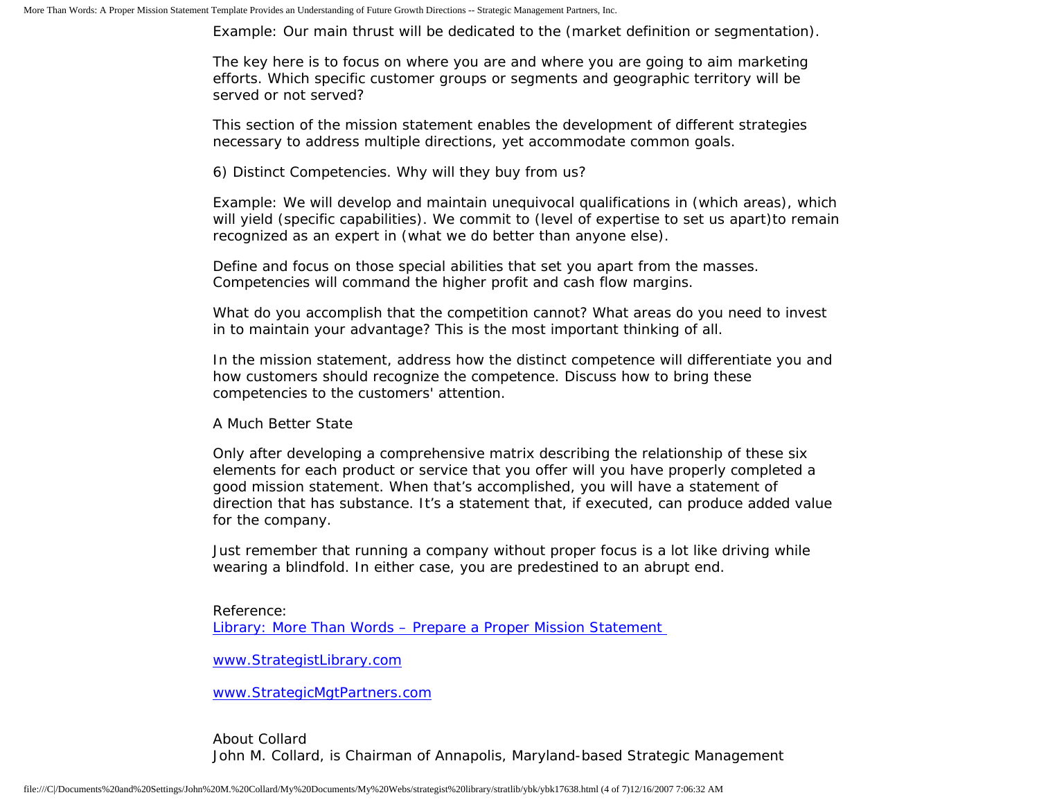Example: Our main thrust will be dedicated to the (market definition or segmentation).

The key here is to focus on where you are and where you are going to aim marketing efforts. Which specific customer groups or segments and geographic territory will be served or not served?

This section of the mission statement enables the development of different strategies necessary to address multiple directions, yet accommodate common goals.

6) Distinct Competencies. Why will they buy from us?

Example: We will develop and maintain unequivocal qualifications in (which areas), which will yield (specific capabilities). We commit to (level of expertise to set us apart)to remain recognized as an expert in (what we do better than anyone else).

Define and focus on those special abilities that set you apart from the masses. Competencies will command the higher profit and cash flow margins.

What do you accomplish that the competition cannot? What areas do you need to invest in to maintain your advantage? This is the most important thinking of all.

In the mission statement, address how the distinct competence will differentiate you and how customers should recognize the competence. Discuss how to bring these competencies to the customers' attention.

A Much Better State

Only after developing a comprehensive matrix describing the relationship of these six elements for each product or service that you offer will you have properly completed a good mission statement. When that's accomplished, you will have a statement of direction that has substance. It's a statement that, if executed, can produce added value for the company.

Just remember that running a company without proper focus is a lot like driving while wearing a blindfold. In either case, you are predestined to an abrupt end.

Reference:
[Library: More Than Words – Prepare a Proper Mission Statement](Library: More Than Words – Prepare a Proper Mission Statement)

[www.StrategistLibrary.com](www.StrategistLibrary.com)

[www.StrategicMgtPartners.com](www.StrategicMgtPartners.com)

About Collard
John M. Collard, is Chairman of Annapolis, Maryland-based Strategic Management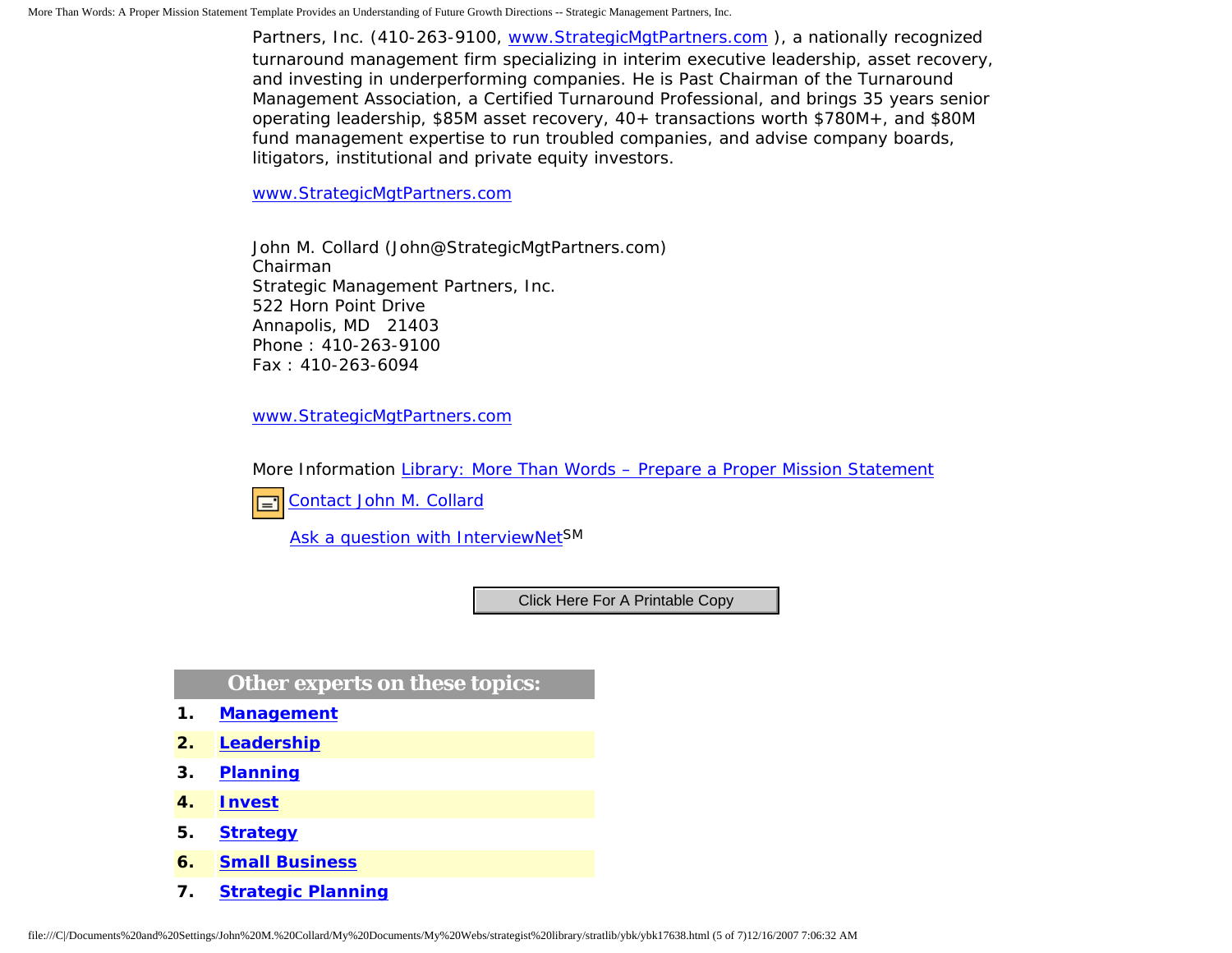Partners, Inc. (410-263-9100, www.StrategicMgtPartners.com ), a nationally recognized turnaround management firm specializing in interim executive leadership, asset recovery, and investing in underperforming companies. He is Past Chairman of the Turnaround Management Association, a Certified Turnaround Professional, and brings 35 years senior operating leadership, $85M asset recovery, 40+ transactions worth $780M+, and $80M fund management expertise to run troubled companies, and advise company boards, litigators, institutional and private equity investors.

www.StrategicMgtPartners.com

John M. Collard (John@StrategicMgtPartners.com)
Chairman
Strategic Management Partners, Inc.
522 Horn Point Drive
Annapolis, MD 21403
Phone : 410-263-9100
Fax : 410-263-6094

www.StrategicMgtPartners.com

More Information Library: More Than Words – Prepare a Proper Mission Statement

Contact John M. Collard

Ask a question with InterviewNet SM

Click Here For A Printable Copy

## Other experts on these topics:

1. **Management**
2. **Leadership**
3. **Planning**
4. **Invest**
5. **Strategy**
6. **Small Business**
7. **Strategic Planning**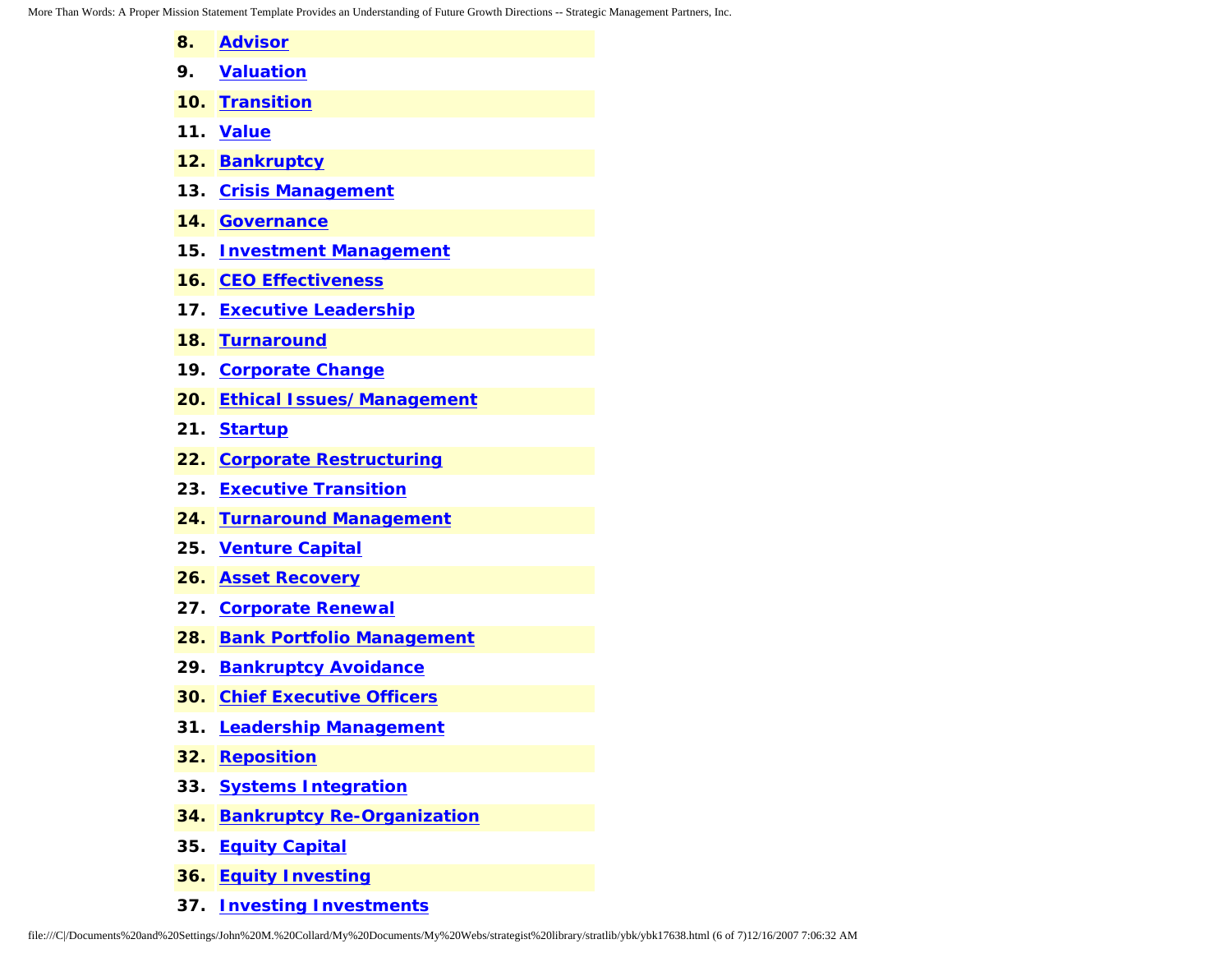8. **Advisor**
9. **Valuation**
10. **Transition**
11. **Value**
12. **Bankruptcy**
13. **Crisis Management**
14. **Governance**
15. **Investment Management**
16. **CEO Effectiveness**
17. **Executive Leadership**
18. **Turnaround**
19. **Corporate Change**
20. **Ethical Issues/Management**
21. **Startup**
22. **Corporate Restructuring**
23. **Executive Transition**
24. **Turnaround Management**
25. **Venture Capital**
26. **Asset Recovery**
27. **Corporate Renewal**
28. **Bank Portfolio Management**
29. **Bankruptcy Avoidance**
30. **Chief Executive Officers**
31. **Leadership Management**
32. **Reposition**
33. **Systems Integration**
34. **Bankruptcy Re-Organization**
35. **Equity Capital**
36. **Equity Investing**
37. **Investing Investments**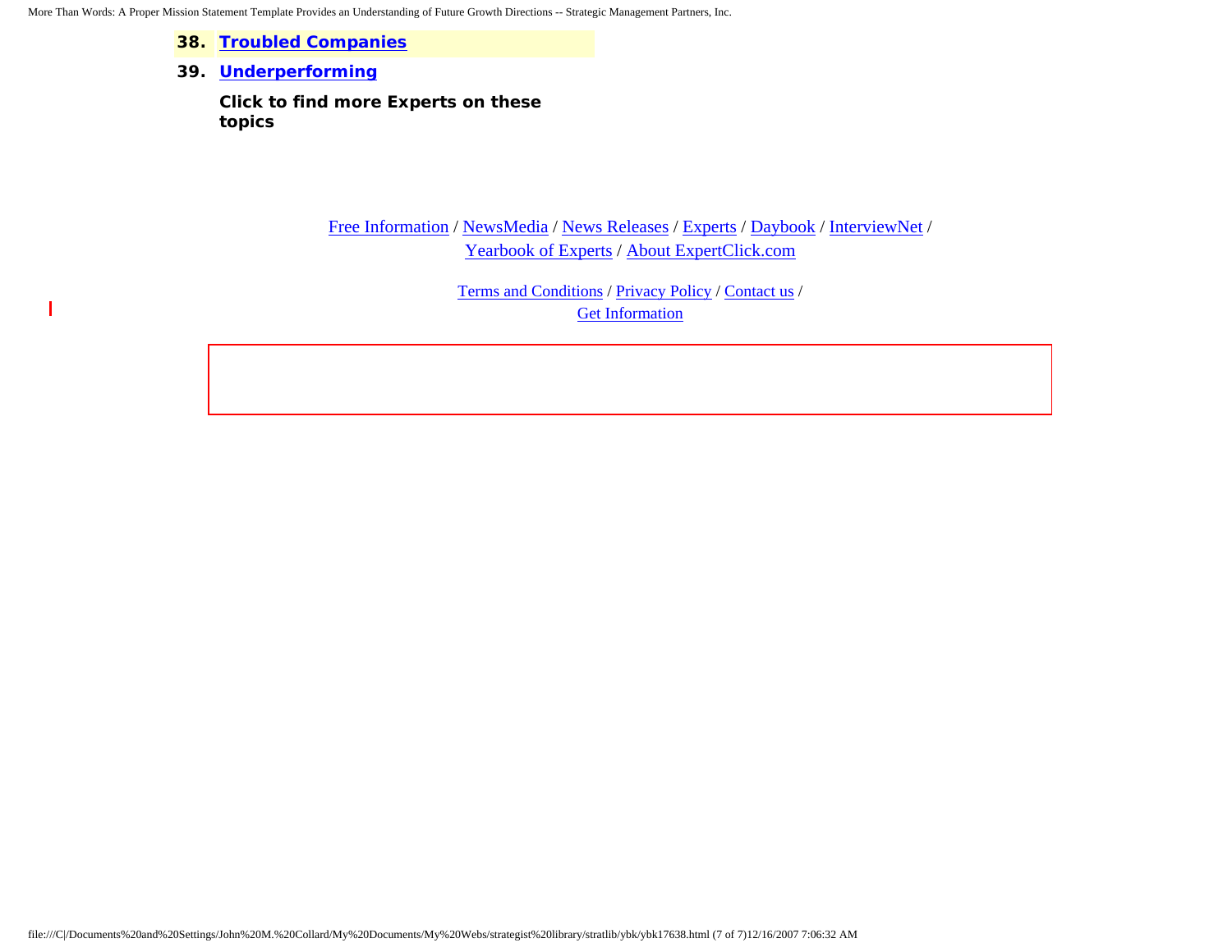38. **Troubled Companies**
39. **Underperforming**

**Click to find more Experts on these topics**

Free Information / NewsMedia / News Releases / Experts / Daybook / InterviewNet / Yearbook of Experts / About ExpertClick.com

Terms and Conditions / Privacy Policy / Contact us / Get Information